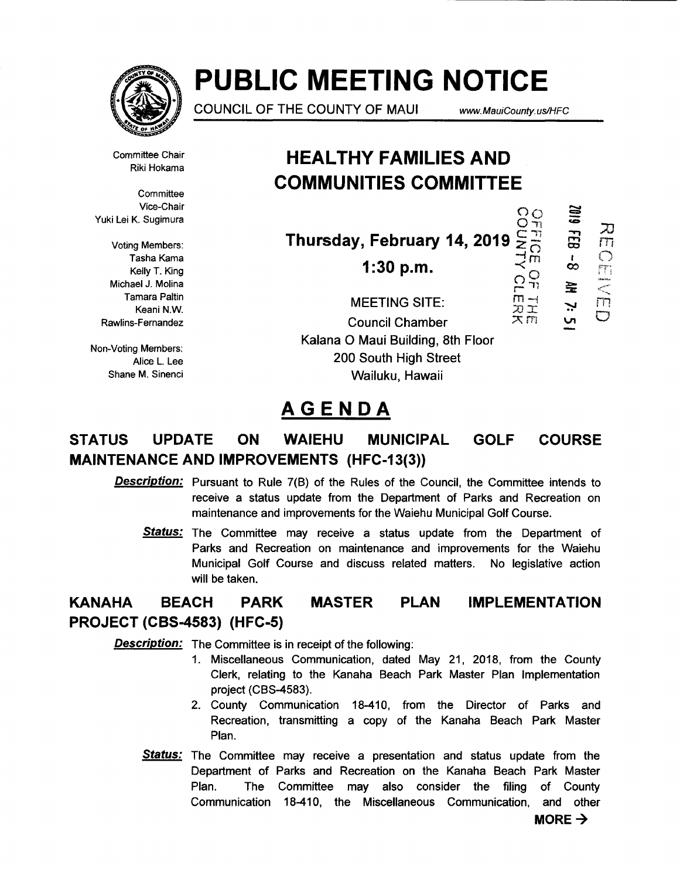# PUBLIC MEETING NOTICE

COUNCIL OF THE COUNTY OF MAUI www.MauiCounty.us/HFC

Committee Chair
Riki Hokama

Committee
Vice-Chair
Yuki Lei K. Sugimura

Voting Members:
Tasha Kama
Kelly T. King
Michael J. Molina
Tamara Paltin
Keani N.W.
Rawlins-Fernandez

Non-Voting Members:
Alice L. Lee
Shane M. Sinenci

## HEALTHY FAMILIES AND COMMUNITIES COMMITTEE

**Thursday, February 14, 2019**

**1:30 p.m.**

MEETING SITE:
Council Chamber
Kalana O Maui Building, 8th Floor
200 South High Street
Wailuku, Hawaii

OFFICE OF THE COUNTY CLERK
2019 FEB -8 AM 7:51
RECEIVED

## AGENDA

### STATUS UPDATE ON WAIEHU MUNICIPAL GOLF COURSE MAINTENANCE AND IMPROVEMENTS (HFC-13(3))

***Description:*** Pursuant to Rule 7(B) of the Rules of the Council, the Committee intends to receive a status update from the Department of Parks and Recreation on maintenance and improvements for the Waiehu Municipal Golf Course.

***Status:*** The Committee may receive a status update from the Department of Parks and Recreation on maintenance and improvements for the Waiehu Municipal Golf Course and discuss related matters. No legislative action will be taken.

### KANAHA BEACH PARK MASTER PLAN IMPLEMENTATION PROJECT (CBS-4583) (HFC-5)

***Description:*** The Committee is in receipt of the following:

1. Miscellaneous Communication, dated May 21, 2018, from the County Clerk, relating to the Kanaha Beach Park Master Plan Implementation project (CBS-4583).
2. County Communication 18-410, from the Director of Parks and Recreation, transmitting a copy of the Kanaha Beach Park Master Plan.

***Status:*** The Committee may receive a presentation and status update from the Department of Parks and Recreation on the Kanaha Beach Park Master Plan. The Committee may also consider the filing of County Communication 18-410, the Miscellaneous Communication, and other

**MORE →**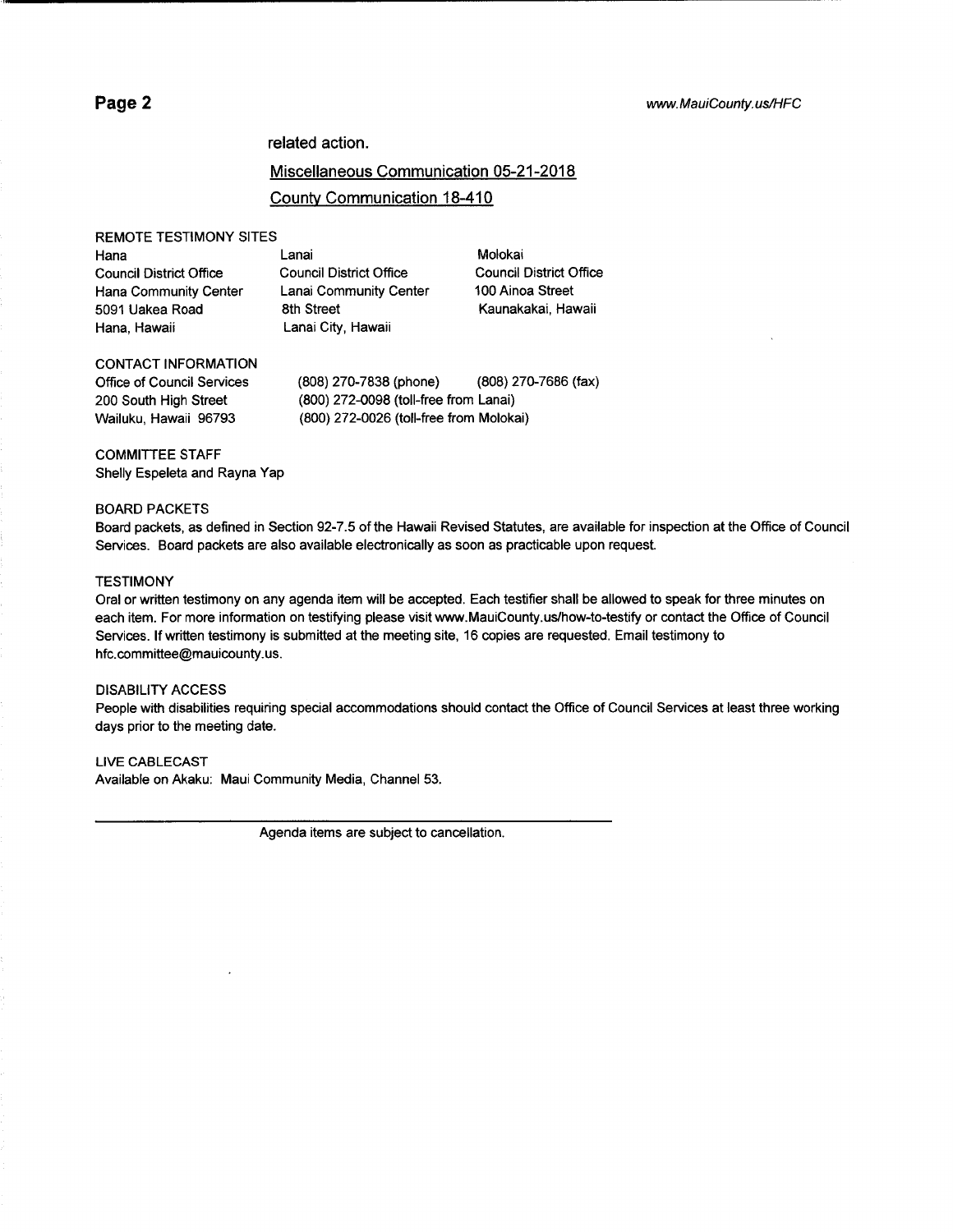related action.

Miscellaneous Communication 05-21-2018

County Communication 18-410

REMOTE TESTIMONY SITES

| | | |
|---|---|---|
| Hana | Lanai | Molokai |
| Council District Office | Council District Office | Council District Office |
| Hana Community Center | Lanai Community Center | 100 Ainoa Street |
| 5091 Uakea Road | 8th Street | Kaunakakai, Hawaii |
| Hana, Hawaii | Lanai City, Hawaii | |

CONTACT INFORMATION

| | | |
|---|---|---|
| Office of Council Services | (808) 270-7838 (phone) | (808) 270-7686 (fax) |
| 200 South High Street | (800) 272-0098 (toll-free from Lanai) | |
| Wailuku, Hawaii 96793 | (800) 272-0026 (toll-free from Molokai) | |

COMMITTEE STAFF

Shelly Espeleta and Rayna Yap

BOARD PACKETS

Board packets, as defined in Section 92-7.5 of the Hawaii Revised Statutes, are available for inspection at the Office of Council Services. Board packets are also available electronically as soon as practicable upon request.

TESTIMONY

Oral or written testimony on any agenda item will be accepted. Each testifier shall be allowed to speak for three minutes on each item. For more information on testifying please visit www.MauiCounty.us/how-to-testify or contact the Office of Council Services. If written testimony is submitted at the meeting site, 16 copies are requested. Email testimony to hfc.committee@mauicounty.us.

DISABILITY ACCESS

People with disabilities requiring special accommodations should contact the Office of Council Services at least three working days prior to the meeting date.

LIVE CABLECAST

Available on Akaku: Maui Community Media, Channel 53.

---

Agenda items are subject to cancellation.